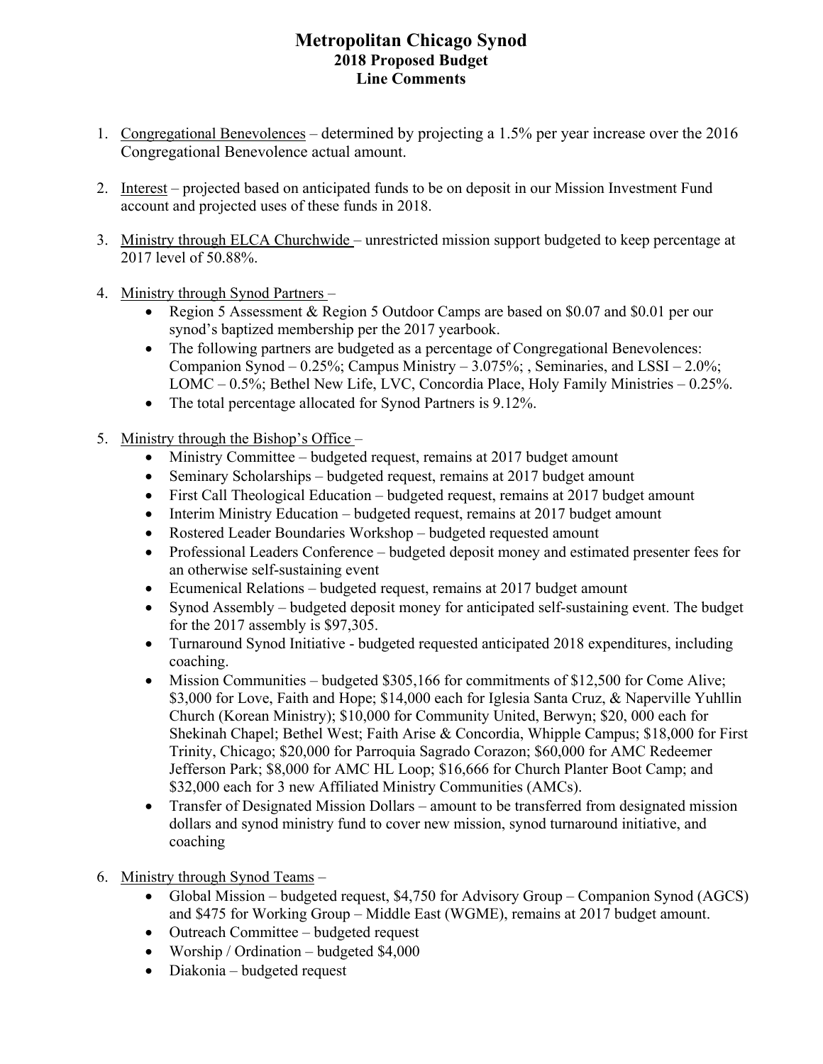# Metropolitan Chicago Synod
## 2018 Proposed Budget
## Line Comments

1. Congregational Benevolences – determined by projecting a 1.5% per year increase over the 2016 Congregational Benevolence actual amount.

2. Interest – projected based on anticipated funds to be on deposit in our Mission Investment Fund account and projected uses of these funds in 2018.

3. Ministry through ELCA Churchwide – unrestricted mission support budgeted to keep percentage at 2017 level of 50.88%.

4. Ministry through Synod Partners –
   - Region 5 Assessment & Region 5 Outdoor Camps are based on $0.07 and $0.01 per our synod's baptized membership per the 2017 yearbook.
   - The following partners are budgeted as a percentage of Congregational Benevolences: Companion Synod – 0.25%; Campus Ministry – 3.075%; , Seminaries, and LSSI – 2.0%; LOMC – 0.5%; Bethel New Life, LVC, Concordia Place, Holy Family Ministries – 0.25%.
   - The total percentage allocated for Synod Partners is 9.12%.

5. Ministry through the Bishop's Office –
   - Ministry Committee – budgeted request, remains at 2017 budget amount
   - Seminary Scholarships – budgeted request, remains at 2017 budget amount
   - First Call Theological Education – budgeted request, remains at 2017 budget amount
   - Interim Ministry Education – budgeted request, remains at 2017 budget amount
   - Rostered Leader Boundaries Workshop – budgeted requested amount
   - Professional Leaders Conference – budgeted deposit money and estimated presenter fees for an otherwise self-sustaining event
   - Ecumenical Relations – budgeted request, remains at 2017 budget amount
   - Synod Assembly – budgeted deposit money for anticipated self-sustaining event. The budget for the 2017 assembly is $97,305.
   - Turnaround Synod Initiative - budgeted requested anticipated 2018 expenditures, including coaching.
   - Mission Communities – budgeted $305,166 for commitments of $12,500 for Come Alive; $3,000 for Love, Faith and Hope; $14,000 each for Iglesia Santa Cruz, & Naperville Yuhllin Church (Korean Ministry); $10,000 for Community United, Berwyn; $20, 000 each for Shekinah Chapel; Bethel West; Faith Arise & Concordia, Whipple Campus; $18,000 for First Trinity, Chicago; $20,000 for Parroquia Sagrado Corazon; $60,000 for AMC Redeemer Jefferson Park; $8,000 for AMC HL Loop; $16,666 for Church Planter Boot Camp; and $32,000 each for 3 new Affiliated Ministry Communities (AMCs).
   - Transfer of Designated Mission Dollars – amount to be transferred from designated mission dollars and synod ministry fund to cover new mission, synod turnaround initiative, and coaching

6. Ministry through Synod Teams –
   - Global Mission – budgeted request, $4,750 for Advisory Group – Companion Synod (AGCS) and $475 for Working Group – Middle East (WGME), remains at 2017 budget amount.
   - Outreach Committee – budgeted request
   - Worship / Ordination – budgeted $4,000
   - Diakonia – budgeted request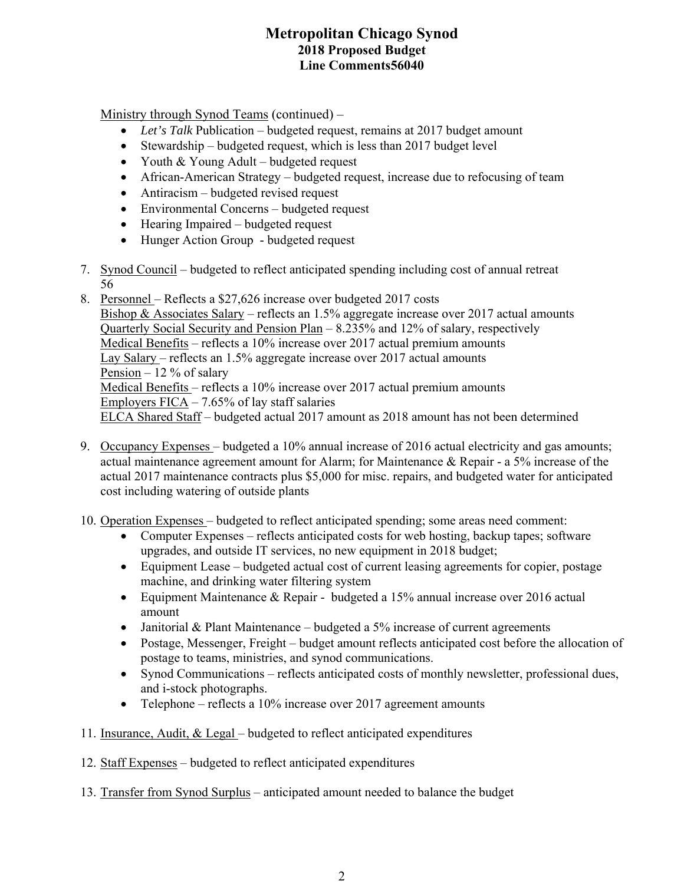# Metropolitan Chicago Synod
## 2018 Proposed Budget
## Line Comments56040

Ministry through Synod Teams (continued) –

- *Let's Talk* Publication – budgeted request, remains at 2017 budget amount
- Stewardship – budgeted request, which is less than 2017 budget level
- Youth & Young Adult – budgeted request
- African-American Strategy – budgeted request, increase due to refocusing of team
- Antiracism – budgeted revised request
- Environmental Concerns – budgeted request
- Hearing Impaired – budgeted request
- Hunger Action Group - budgeted request

7. Synod Council – budgeted to reflect anticipated spending including cost of annual retreat 56
8. Personnel – Reflects a $27,626 increase over budgeted 2017 costs
   Bishop & Associates Salary – reflects an 1.5% aggregate increase over 2017 actual amounts
   Quarterly Social Security and Pension Plan – 8.235% and 12% of salary, respectively
   Medical Benefits – reflects a 10% increase over 2017 actual premium amounts
   Lay Salary – reflects an 1.5% aggregate increase over 2017 actual amounts
   Pension – 12 % of salary
   Medical Benefits – reflects a 10% increase over 2017 actual premium amounts
   Employers FICA – 7.65% of lay staff salaries
   ELCA Shared Staff – budgeted actual 2017 amount as 2018 amount has not been determined

9. Occupancy Expenses – budgeted a 10% annual increase of 2016 actual electricity and gas amounts; actual maintenance agreement amount for Alarm; for Maintenance & Repair - a 5% increase of the actual 2017 maintenance contracts plus $5,000 for misc. repairs, and budgeted water for anticipated cost including watering of outside plants

10. Operation Expenses – budgeted to reflect anticipated spending; some areas need comment:
    - Computer Expenses – reflects anticipated costs for web hosting, backup tapes; software upgrades, and outside IT services, no new equipment in 2018 budget;
    - Equipment Lease – budgeted actual cost of current leasing agreements for copier, postage machine, and drinking water filtering system
    - Equipment Maintenance & Repair - budgeted a 15% annual increase over 2016 actual amount
    - Janitorial & Plant Maintenance – budgeted a 5% increase of current agreements
    - Postage, Messenger, Freight – budget amount reflects anticipated cost before the allocation of postage to teams, ministries, and synod communications.
    - Synod Communications – reflects anticipated costs of monthly newsletter, professional dues, and i-stock photographs.
    - Telephone – reflects a 10% increase over 2017 agreement amounts

11. Insurance, Audit, & Legal – budgeted to reflect anticipated expenditures

12. Staff Expenses – budgeted to reflect anticipated expenditures

13. Transfer from Synod Surplus – anticipated amount needed to balance the budget